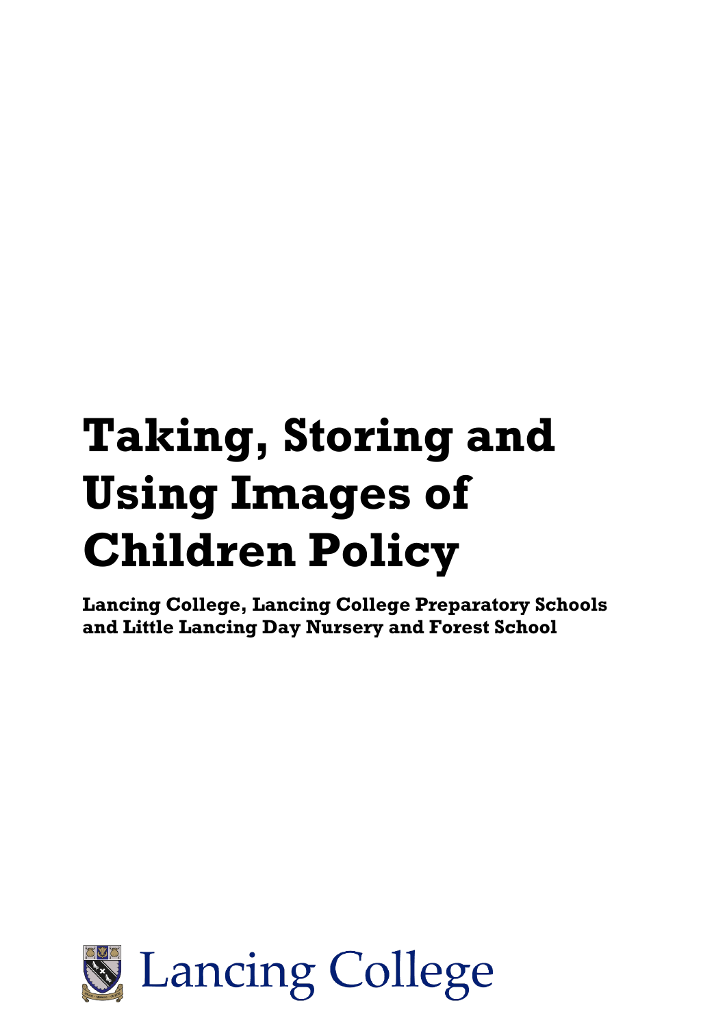# Taking, Storing and Using Images of Children Policy

**Lancing College, Lancing College Preparatory Schools and Little Lancing Day Nursery and Forest School**

Lancing College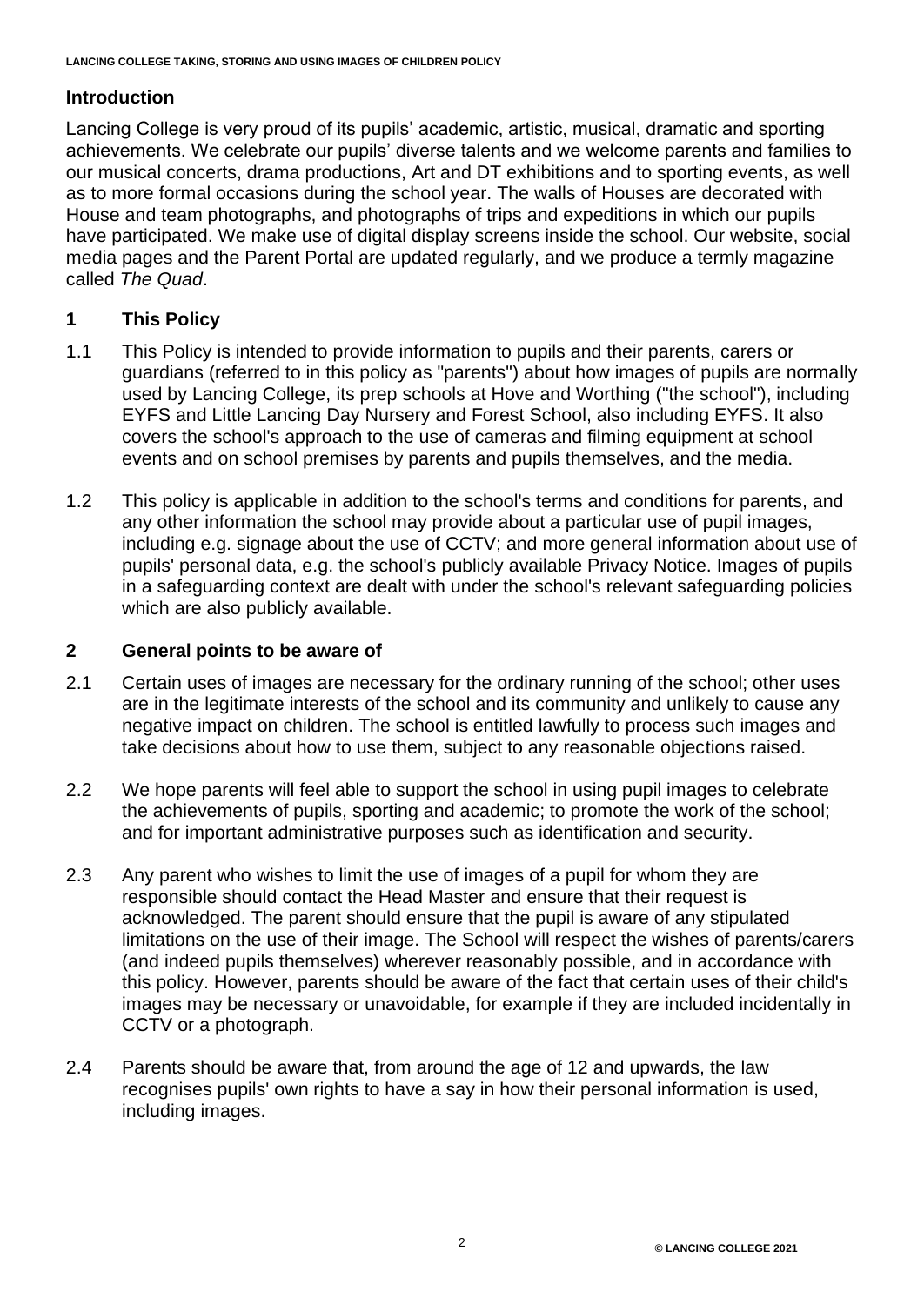## Introduction

Lancing College is very proud of its pupils' academic, artistic, musical, dramatic and sporting achievements. We celebrate our pupils' diverse talents and we welcome parents and families to our musical concerts, drama productions, Art and DT exhibitions and to sporting events, as well as to more formal occasions during the school year. The walls of Houses are decorated with House and team photographs, and photographs of trips and expeditions in which our pupils have participated. We make use of digital display screens inside the school. Our website, social media pages and the Parent Portal are updated regularly, and we produce a termly magazine called *The Quad*.

## 1 This Policy

1.1 This Policy is intended to provide information to pupils and their parents, carers or guardians (referred to in this policy as "parents") about how images of pupils are normally used by Lancing College, its prep schools at Hove and Worthing ("the school"), including EYFS and Little Lancing Day Nursery and Forest School, also including EYFS. It also covers the school's approach to the use of cameras and filming equipment at school events and on school premises by parents and pupils themselves, and the media.

1.2 This policy is applicable in addition to the school's terms and conditions for parents, and any other information the school may provide about a particular use of pupil images, including e.g. signage about the use of CCTV; and more general information about use of pupils' personal data, e.g. the school's publicly available Privacy Notice. Images of pupils in a safeguarding context are dealt with under the school's relevant safeguarding policies which are also publicly available.

## 2 General points to be aware of

2.1 Certain uses of images are necessary for the ordinary running of the school; other uses are in the legitimate interests of the school and its community and unlikely to cause any negative impact on children. The school is entitled lawfully to process such images and take decisions about how to use them, subject to any reasonable objections raised.

2.2 We hope parents will feel able to support the school in using pupil images to celebrate the achievements of pupils, sporting and academic; to promote the work of the school; and for important administrative purposes such as identification and security.

2.3 Any parent who wishes to limit the use of images of a pupil for whom they are responsible should contact the Head Master and ensure that their request is acknowledged. The parent should ensure that the pupil is aware of any stipulated limitations on the use of their image. The School will respect the wishes of parents/carers (and indeed pupils themselves) wherever reasonably possible, and in accordance with this policy. However, parents should be aware of the fact that certain uses of their child's images may be necessary or unavoidable, for example if they are included incidentally in CCTV or a photograph.

2.4 Parents should be aware that, from around the age of 12 and upwards, the law recognises pupils' own rights to have a say in how their personal information is used, including images.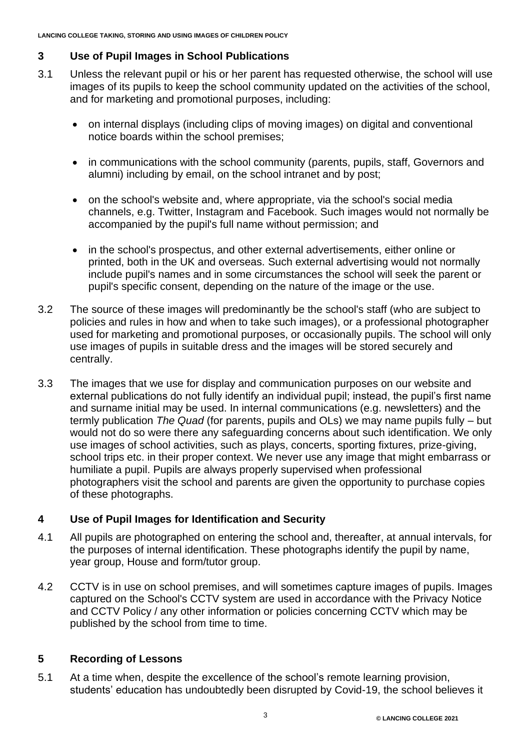## 3 Use of Pupil Images in School Publications

3.1 Unless the relevant pupil or his or her parent has requested otherwise, the school will use images of its pupils to keep the school community updated on the activities of the school, and for marketing and promotional purposes, including:

- on internal displays (including clips of moving images) on digital and conventional notice boards within the school premises;
- in communications with the school community (parents, pupils, staff, Governors and alumni) including by email, on the school intranet and by post;
- on the school's website and, where appropriate, via the school's social media channels, e.g. Twitter, Instagram and Facebook. Such images would not normally be accompanied by the pupil's full name without permission; and
- in the school's prospectus, and other external advertisements, either online or printed, both in the UK and overseas. Such external advertising would not normally include pupil's names and in some circumstances the school will seek the parent or pupil's specific consent, depending on the nature of the image or the use.

3.2 The source of these images will predominantly be the school's staff (who are subject to policies and rules in how and when to take such images), or a professional photographer used for marketing and promotional purposes, or occasionally pupils. The school will only use images of pupils in suitable dress and the images will be stored securely and centrally.

3.3 The images that we use for display and communication purposes on our website and external publications do not fully identify an individual pupil; instead, the pupil's first name and surname initial may be used. In internal communications (e.g. newsletters) and the termly publication *The Quad* (for parents, pupils and OLs) we may name pupils fully – but would not do so were there any safeguarding concerns about such identification. We only use images of school activities, such as plays, concerts, sporting fixtures, prize-giving, school trips etc. in their proper context. We never use any image that might embarrass or humiliate a pupil. Pupils are always properly supervised when professional photographers visit the school and parents are given the opportunity to purchase copies of these photographs.

## 4 Use of Pupil Images for Identification and Security

4.1 All pupils are photographed on entering the school and, thereafter, at annual intervals, for the purposes of internal identification. These photographs identify the pupil by name, year group, House and form/tutor group.

4.2 CCTV is in use on school premises, and will sometimes capture images of pupils. Images captured on the School's CCTV system are used in accordance with the Privacy Notice and CCTV Policy / any other information or policies concerning CCTV which may be published by the school from time to time.

## 5 Recording of Lessons

5.1 At a time when, despite the excellence of the school's remote learning provision, students' education has undoubtedly been disrupted by Covid-19, the school believes it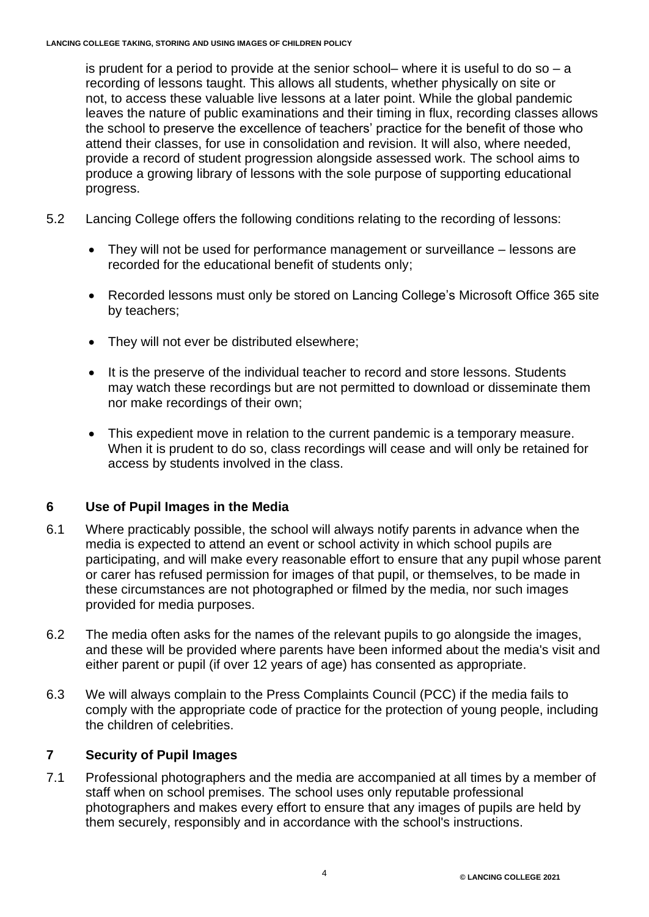is prudent for a period to provide at the senior school– where it is useful to do so – a recording of lessons taught. This allows all students, whether physically on site or not, to access these valuable live lessons at a later point. While the global pandemic leaves the nature of public examinations and their timing in flux, recording classes allows the school to preserve the excellence of teachers' practice for the benefit of those who attend their classes, for use in consolidation and revision. It will also, where needed, provide a record of student progression alongside assessed work. The school aims to produce a growing library of lessons with the sole purpose of supporting educational progress.

5.2 Lancing College offers the following conditions relating to the recording of lessons:

- They will not be used for performance management or surveillance – lessons are recorded for the educational benefit of students only;
- Recorded lessons must only be stored on Lancing College's Microsoft Office 365 site by teachers;
- They will not ever be distributed elsewhere;
- It is the preserve of the individual teacher to record and store lessons. Students may watch these recordings but are not permitted to download or disseminate them nor make recordings of their own;
- This expedient move in relation to the current pandemic is a temporary measure. When it is prudent to do so, class recordings will cease and will only be retained for access by students involved in the class.

## 6 Use of Pupil Images in the Media

6.1 Where practicably possible, the school will always notify parents in advance when the media is expected to attend an event or school activity in which school pupils are participating, and will make every reasonable effort to ensure that any pupil whose parent or carer has refused permission for images of that pupil, or themselves, to be made in these circumstances are not photographed or filmed by the media, nor such images provided for media purposes.

6.2 The media often asks for the names of the relevant pupils to go alongside the images, and these will be provided where parents have been informed about the media's visit and either parent or pupil (if over 12 years of age) has consented as appropriate.

6.3 We will always complain to the Press Complaints Council (PCC) if the media fails to comply with the appropriate code of practice for the protection of young people, including the children of celebrities.

## 7 Security of Pupil Images

7.1 Professional photographers and the media are accompanied at all times by a member of staff when on school premises. The school uses only reputable professional photographers and makes every effort to ensure that any images of pupils are held by them securely, responsibly and in accordance with the school's instructions.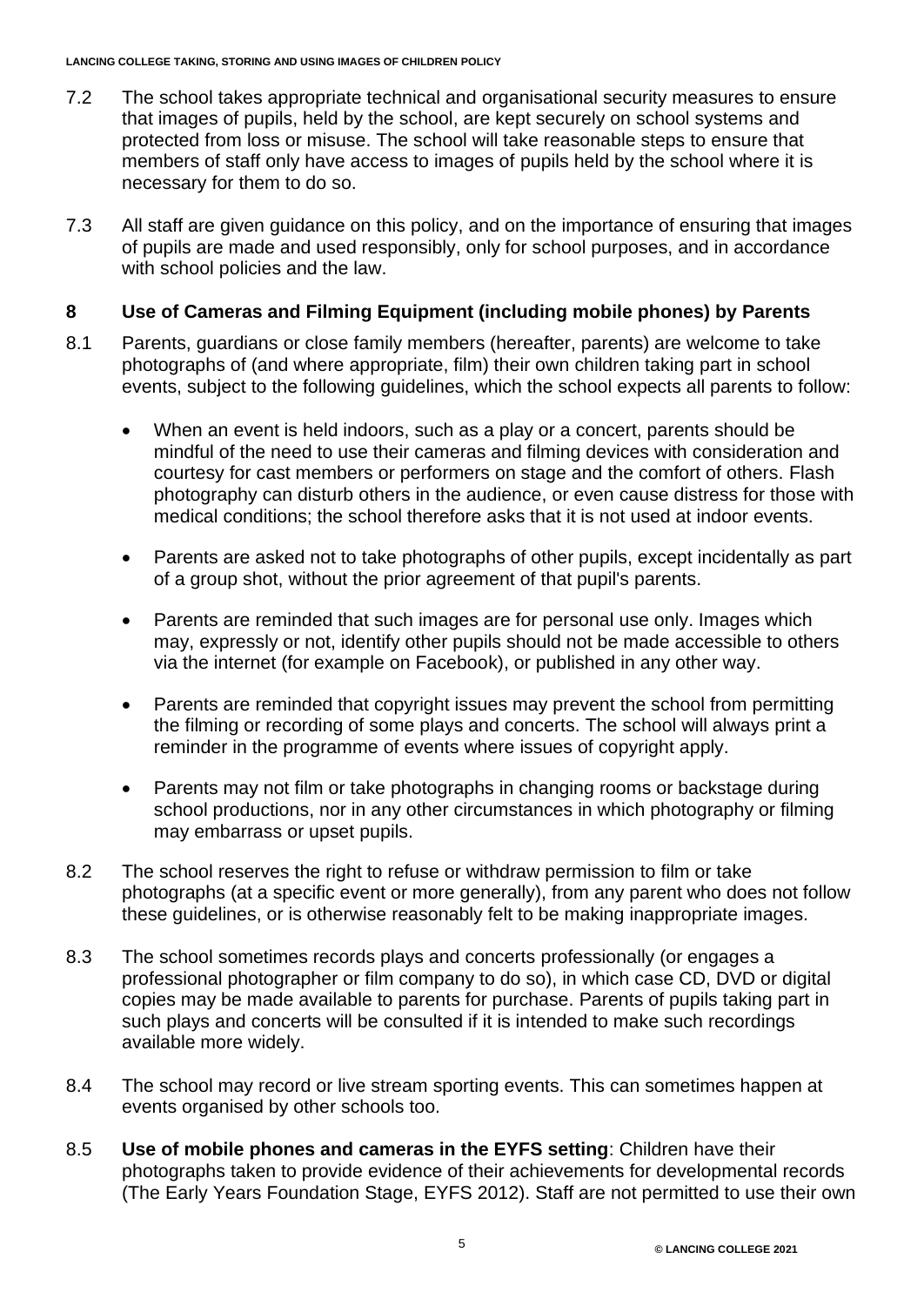7.2 The school takes appropriate technical and organisational security measures to ensure that images of pupils, held by the school, are kept securely on school systems and protected from loss or misuse. The school will take reasonable steps to ensure that members of staff only have access to images of pupils held by the school where it is necessary for them to do so.

7.3 All staff are given guidance on this policy, and on the importance of ensuring that images of pupils are made and used responsibly, only for school purposes, and in accordance with school policies and the law.

## 8 Use of Cameras and Filming Equipment (including mobile phones) by Parents

8.1 Parents, guardians or close family members (hereafter, parents) are welcome to take photographs of (and where appropriate, film) their own children taking part in school events, subject to the following guidelines, which the school expects all parents to follow:

- When an event is held indoors, such as a play or a concert, parents should be mindful of the need to use their cameras and filming devices with consideration and courtesy for cast members or performers on stage and the comfort of others. Flash photography can disturb others in the audience, or even cause distress for those with medical conditions; the school therefore asks that it is not used at indoor events.
- Parents are asked not to take photographs of other pupils, except incidentally as part of a group shot, without the prior agreement of that pupil's parents.
- Parents are reminded that such images are for personal use only. Images which may, expressly or not, identify other pupils should not be made accessible to others via the internet (for example on Facebook), or published in any other way.
- Parents are reminded that copyright issues may prevent the school from permitting the filming or recording of some plays and concerts. The school will always print a reminder in the programme of events where issues of copyright apply.
- Parents may not film or take photographs in changing rooms or backstage during school productions, nor in any other circumstances in which photography or filming may embarrass or upset pupils.

8.2 The school reserves the right to refuse or withdraw permission to film or take photographs (at a specific event or more generally), from any parent who does not follow these guidelines, or is otherwise reasonably felt to be making inappropriate images.

8.3 The school sometimes records plays and concerts professionally (or engages a professional photographer or film company to do so), in which case CD, DVD or digital copies may be made available to parents for purchase. Parents of pupils taking part in such plays and concerts will be consulted if it is intended to make such recordings available more widely.

8.4 The school may record or live stream sporting events. This can sometimes happen at events organised by other schools too.

8.5 **Use of mobile phones and cameras in the EYFS setting**: Children have their photographs taken to provide evidence of their achievements for developmental records (The Early Years Foundation Stage, EYFS 2012). Staff are not permitted to use their own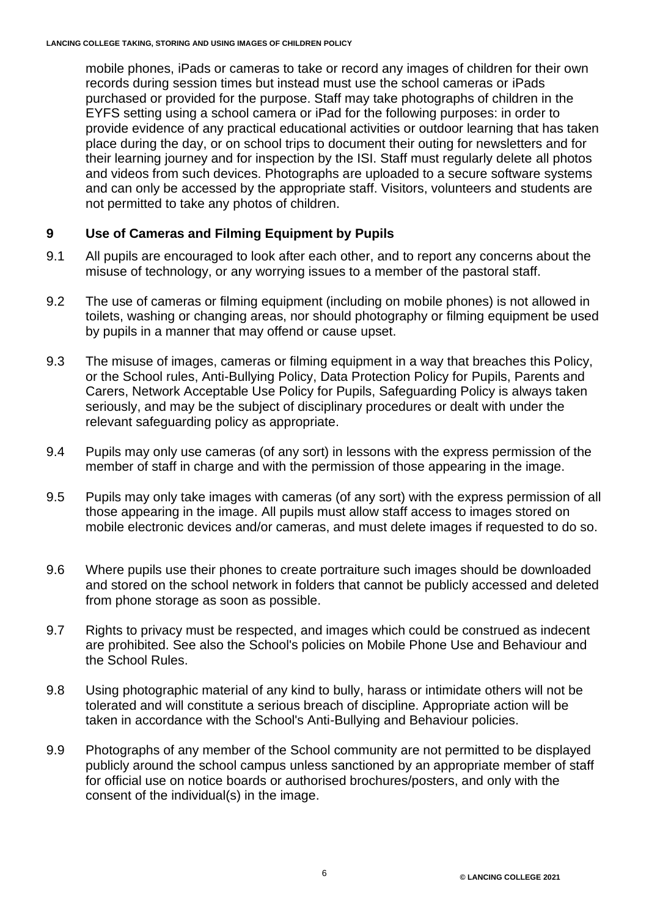mobile phones, iPads or cameras to take or record any images of children for their own records during session times but instead must use the school cameras or iPads purchased or provided for the purpose. Staff may take photographs of children in the EYFS setting using a school camera or iPad for the following purposes: in order to provide evidence of any practical educational activities or outdoor learning that has taken place during the day, or on school trips to document their outing for newsletters and for their learning journey and for inspection by the ISI. Staff must regularly delete all photos and videos from such devices. Photographs are uploaded to a secure software systems and can only be accessed by the appropriate staff. Visitors, volunteers and students are not permitted to take any photos of children.

## 9 Use of Cameras and Filming Equipment by Pupils

9.1 All pupils are encouraged to look after each other, and to report any concerns about the misuse of technology, or any worrying issues to a member of the pastoral staff.

9.2 The use of cameras or filming equipment (including on mobile phones) is not allowed in toilets, washing or changing areas, nor should photography or filming equipment be used by pupils in a manner that may offend or cause upset.

9.3 The misuse of images, cameras or filming equipment in a way that breaches this Policy, or the School rules, Anti-Bullying Policy, Data Protection Policy for Pupils, Parents and Carers, Network Acceptable Use Policy for Pupils, Safeguarding Policy is always taken seriously, and may be the subject of disciplinary procedures or dealt with under the relevant safeguarding policy as appropriate.

9.4 Pupils may only use cameras (of any sort) in lessons with the express permission of the member of staff in charge and with the permission of those appearing in the image.

9.5 Pupils may only take images with cameras (of any sort) with the express permission of all those appearing in the image. All pupils must allow staff access to images stored on mobile electronic devices and/or cameras, and must delete images if requested to do so.

9.6 Where pupils use their phones to create portraiture such images should be downloaded and stored on the school network in folders that cannot be publicly accessed and deleted from phone storage as soon as possible.

9.7 Rights to privacy must be respected, and images which could be construed as indecent are prohibited. See also the School's policies on Mobile Phone Use and Behaviour and the School Rules.

9.8 Using photographic material of any kind to bully, harass or intimidate others will not be tolerated and will constitute a serious breach of discipline. Appropriate action will be taken in accordance with the School's Anti-Bullying and Behaviour policies.

9.9 Photographs of any member of the School community are not permitted to be displayed publicly around the school campus unless sanctioned by an appropriate member of staff for official use on notice boards or authorised brochures/posters, and only with the consent of the individual(s) in the image.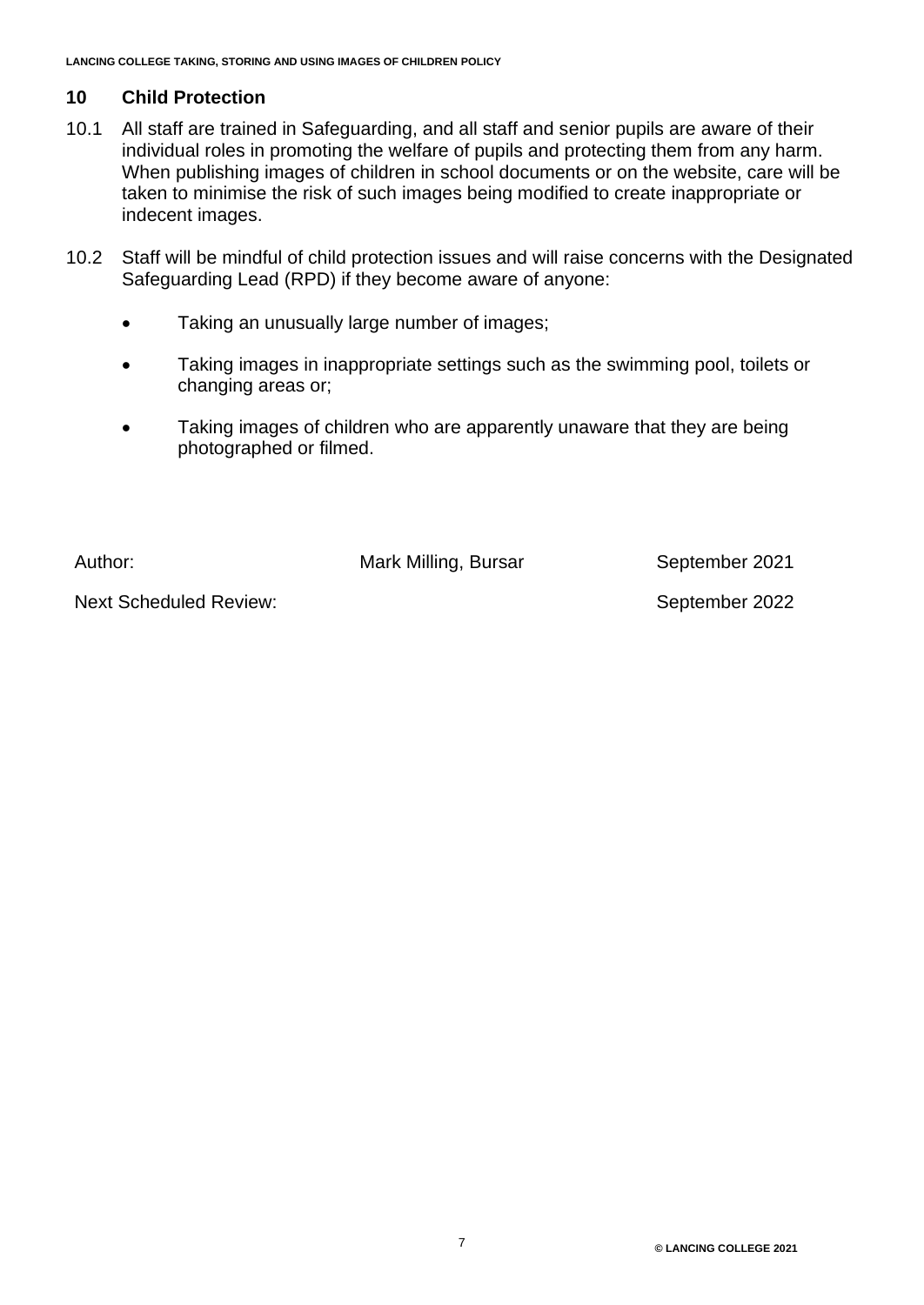## 10 Child Protection

10.1 All staff are trained in Safeguarding, and all staff and senior pupils are aware of their individual roles in promoting the welfare of pupils and protecting them from any harm. When publishing images of children in school documents or on the website, care will be taken to minimise the risk of such images being modified to create inappropriate or indecent images.

10.2 Staff will be mindful of child protection issues and will raise concerns with the Designated Safeguarding Lead (RPD) if they become aware of anyone:

- Taking an unusually large number of images;
- Taking images in inappropriate settings such as the swimming pool, toilets or changing areas or;
- Taking images of children who are apparently unaware that they are being photographed or filmed.

| | | |
|---|---|---|
| Author: | Mark Milling, Bursar | September 2021 |
| Next Scheduled Review: | | September 2022 |